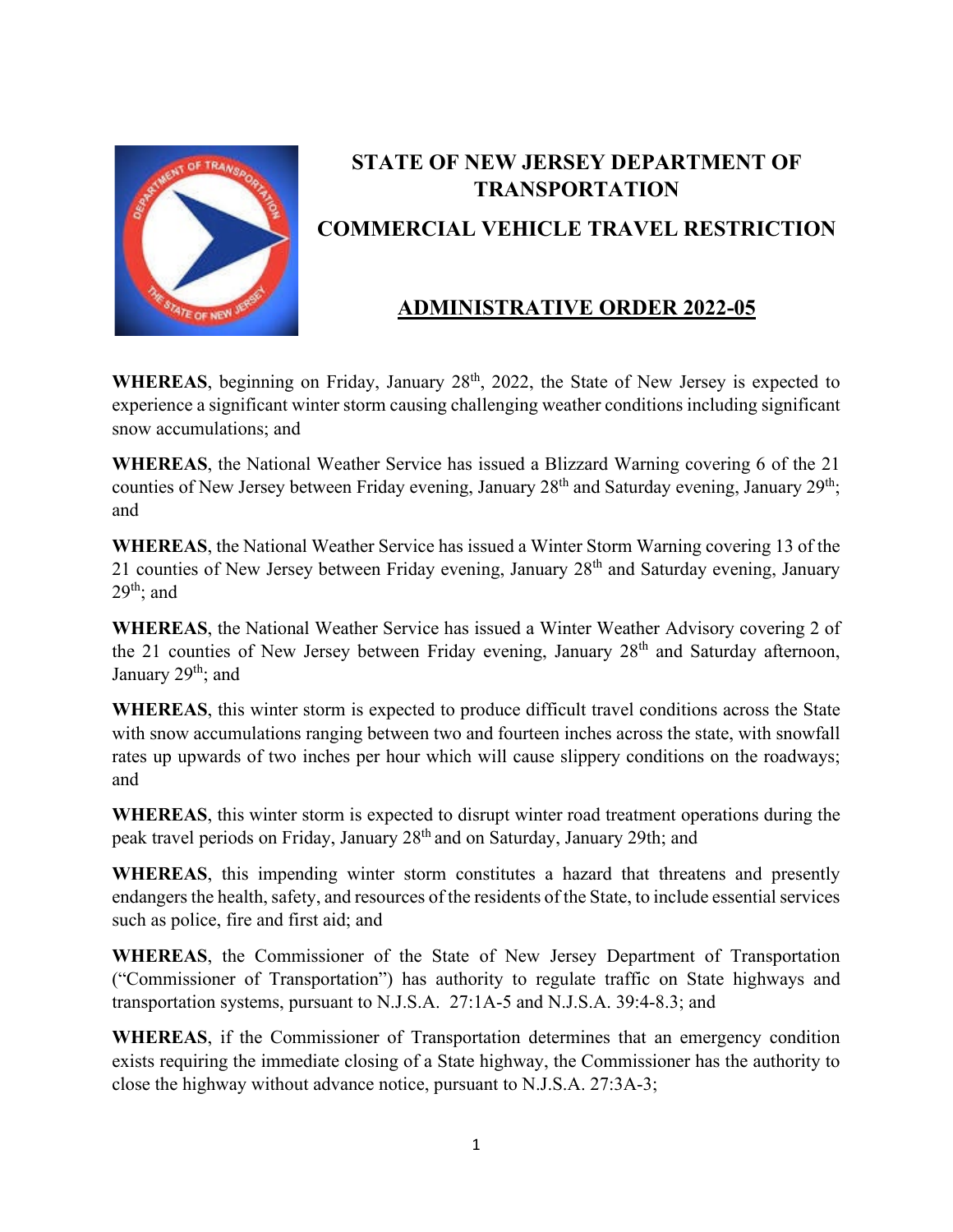# STATE OF NEW JERSEY DEPARTMENT OF TRANSPORTATION

## COMMERCIAL VEHICLE TRAVEL RESTRICTION

## ADMINISTRATIVE ORDER 2022-05

**WHEREAS**, beginning on Friday, January 28th, 2022, the State of New Jersey is expected to experience a significant winter storm causing challenging weather conditions including significant snow accumulations; and

**WHEREAS**, the National Weather Service has issued a Blizzard Warning covering 6 of the 21 counties of New Jersey between Friday evening, January 28th and Saturday evening, January 29th; and

**WHEREAS**, the National Weather Service has issued a Winter Storm Warning covering 13 of the 21 counties of New Jersey between Friday evening, January 28th and Saturday evening, January 29th; and

**WHEREAS**, the National Weather Service has issued a Winter Weather Advisory covering 2 of the 21 counties of New Jersey between Friday evening, January 28th and Saturday afternoon, January 29th; and

**WHEREAS**, this winter storm is expected to produce difficult travel conditions across the State with snow accumulations ranging between two and fourteen inches across the state, with snowfall rates up upwards of two inches per hour which will cause slippery conditions on the roadways; and

**WHEREAS**, this winter storm is expected to disrupt winter road treatment operations during the peak travel periods on Friday, January 28th and on Saturday, January 29th; and

**WHEREAS**, this impending winter storm constitutes a hazard that threatens and presently endangers the health, safety, and resources of the residents of the State, to include essential services such as police, fire and first aid; and

**WHEREAS**, the Commissioner of the State of New Jersey Department of Transportation ("Commissioner of Transportation") has authority to regulate traffic on State highways and transportation systems, pursuant to N.J.S.A. 27:1A-5 and N.J.S.A. 39:4-8.3; and

**WHEREAS**, if the Commissioner of Transportation determines that an emergency condition exists requiring the immediate closing of a State highway, the Commissioner has the authority to close the highway without advance notice, pursuant to N.J.S.A. 27:3A-3;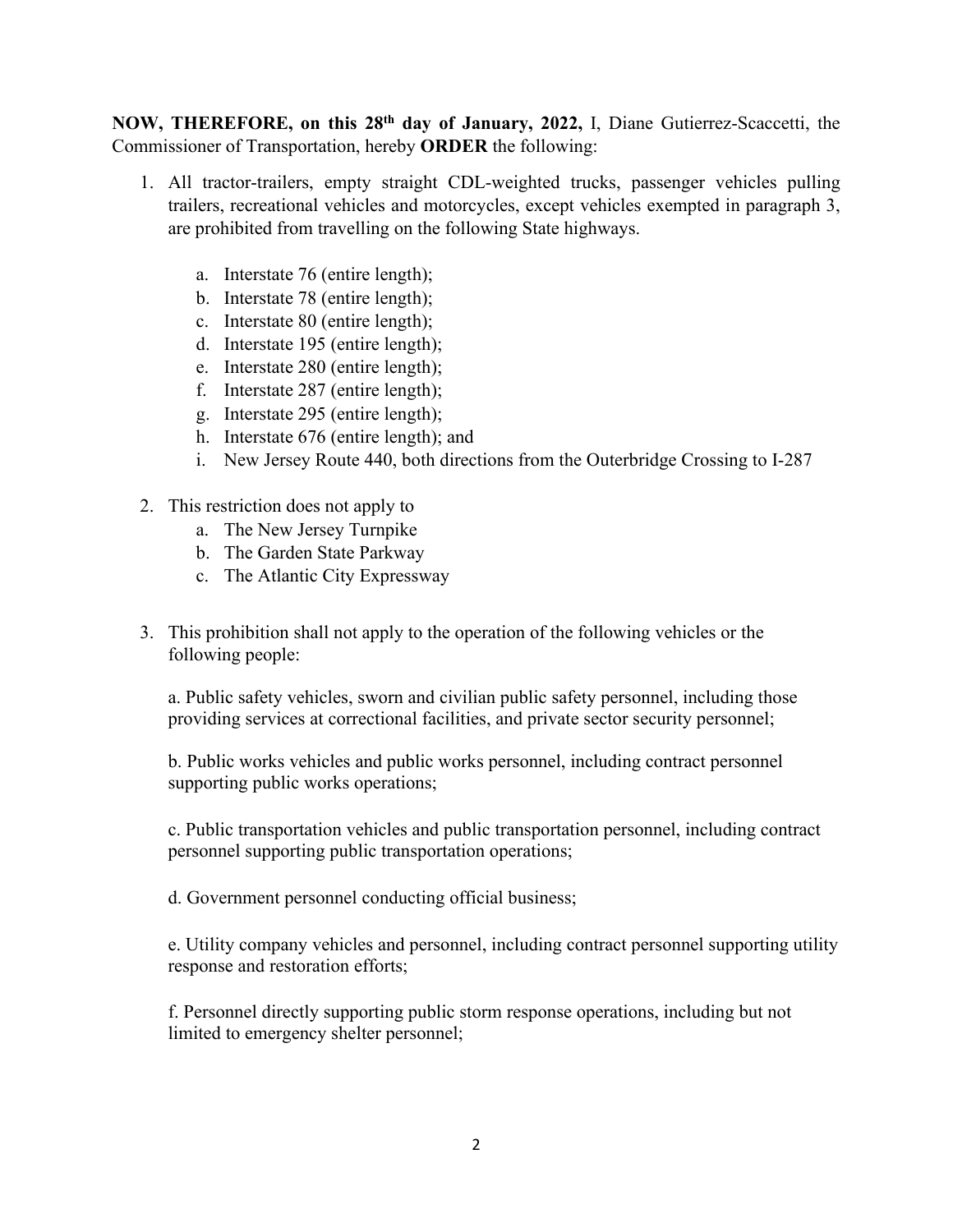**NOW, THEREFORE, on this 28th day of January, 2022,** I, Diane Gutierrez-Scaccetti, the Commissioner of Transportation, hereby **ORDER** the following:

1. All tractor-trailers, empty straight CDL-weighted trucks, passenger vehicles pulling trailers, recreational vehicles and motorcycles, except vehicles exempted in paragraph 3, are prohibited from travelling on the following State highways.

   a. Interstate 76 (entire length);
   b. Interstate 78 (entire length);
   c. Interstate 80 (entire length);
   d. Interstate 195 (entire length);
   e. Interstate 280 (entire length);
   f. Interstate 287 (entire length);
   g. Interstate 295 (entire length);
   h. Interstate 676 (entire length); and
   i. New Jersey Route 440, both directions from the Outerbridge Crossing to I-287

2. This restriction does not apply to
   a. The New Jersey Turnpike
   b. The Garden State Parkway
   c. The Atlantic City Expressway

3. This prohibition shall not apply to the operation of the following vehicles or the following people:

   a. Public safety vehicles, sworn and civilian public safety personnel, including those providing services at correctional facilities, and private sector security personnel;

   b. Public works vehicles and public works personnel, including contract personnel supporting public works operations;

   c. Public transportation vehicles and public transportation personnel, including contract personnel supporting public transportation operations;

   d. Government personnel conducting official business;

   e. Utility company vehicles and personnel, including contract personnel supporting utility response and restoration efforts;

   f. Personnel directly supporting public storm response operations, including but not limited to emergency shelter personnel;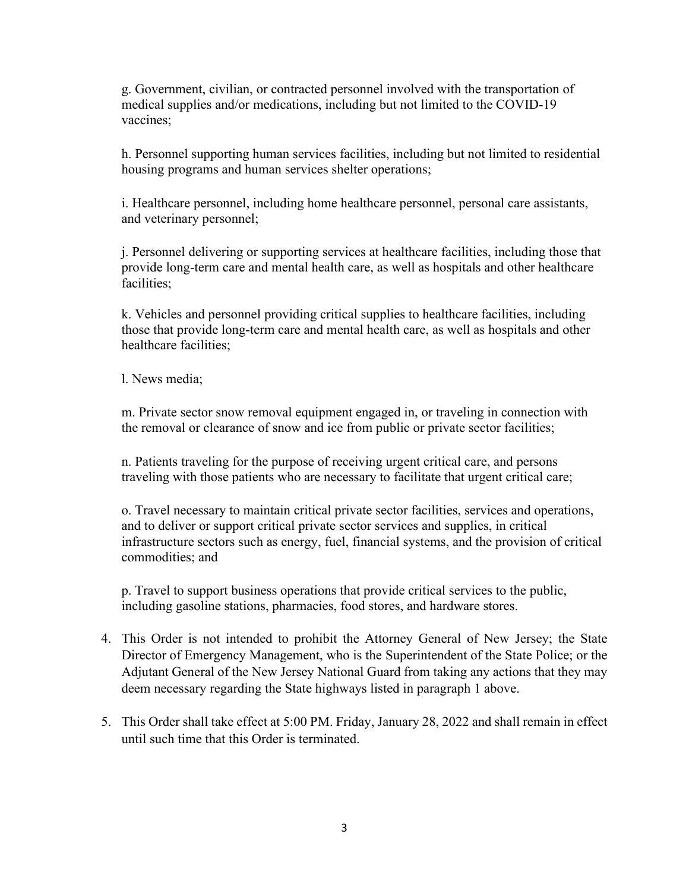g. Government, civilian, or contracted personnel involved with the transportation of medical supplies and/or medications, including but not limited to the COVID-19 vaccines;

h. Personnel supporting human services facilities, including but not limited to residential housing programs and human services shelter operations;

i. Healthcare personnel, including home healthcare personnel, personal care assistants, and veterinary personnel;

j. Personnel delivering or supporting services at healthcare facilities, including those that provide long-term care and mental health care, as well as hospitals and other healthcare facilities;

k. Vehicles and personnel providing critical supplies to healthcare facilities, including those that provide long-term care and mental health care, as well as hospitals and other healthcare facilities;

l. News media;

m. Private sector snow removal equipment engaged in, or traveling in connection with the removal or clearance of snow and ice from public or private sector facilities;

n. Patients traveling for the purpose of receiving urgent critical care, and persons traveling with those patients who are necessary to facilitate that urgent critical care;

o. Travel necessary to maintain critical private sector facilities, services and operations, and to deliver or support critical private sector services and supplies, in critical infrastructure sectors such as energy, fuel, financial systems, and the provision of critical commodities; and

p. Travel to support business operations that provide critical services to the public, including gasoline stations, pharmacies, food stores, and hardware stores.

4. This Order is not intended to prohibit the Attorney General of New Jersey; the State Director of Emergency Management, who is the Superintendent of the State Police; or the Adjutant General of the New Jersey National Guard from taking any actions that they may deem necessary regarding the State highways listed in paragraph 1 above.

5. This Order shall take effect at 5:00 PM. Friday, January 28, 2022 and shall remain in effect until such time that this Order is terminated.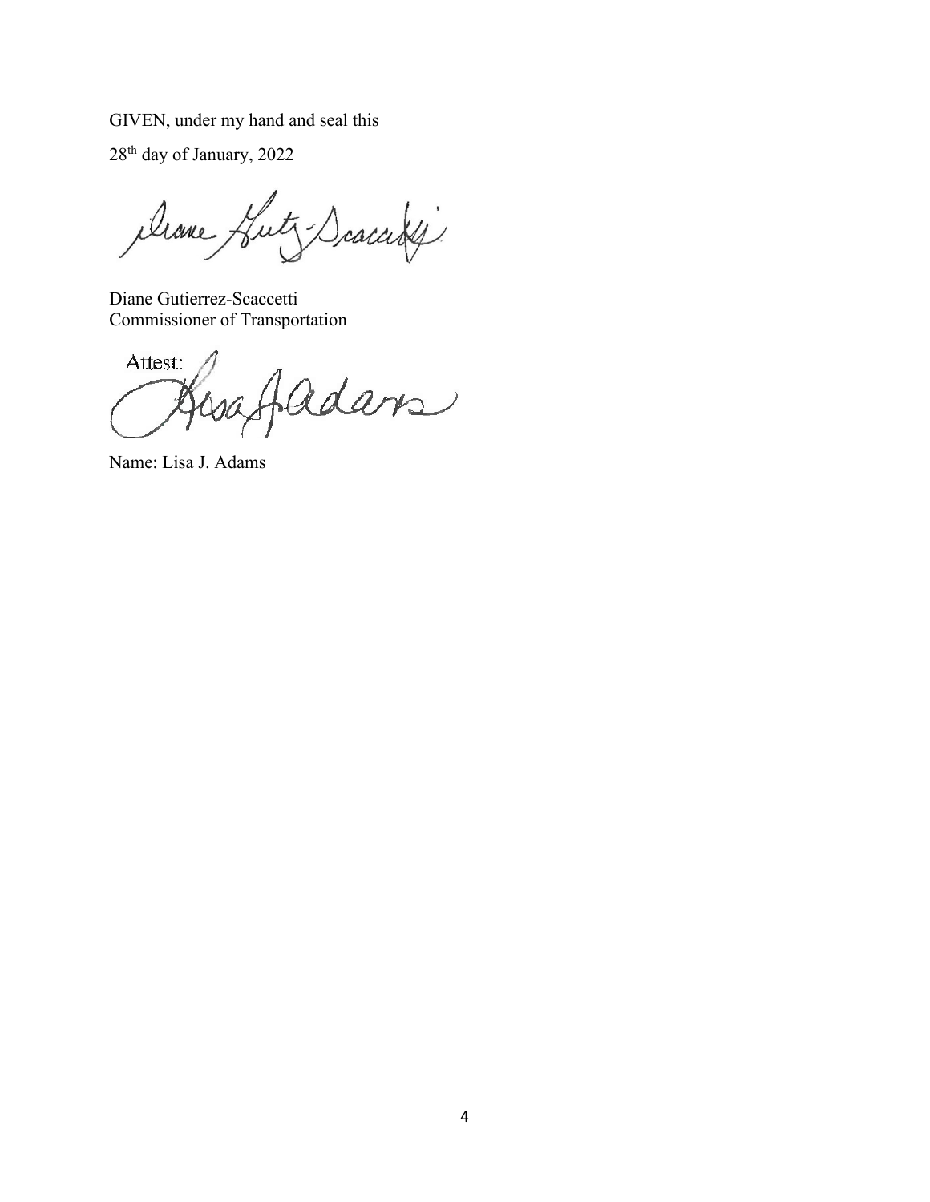GIVEN, under my hand and seal this

28th day of January, 2022

Diane Gutierrez-Scaccetti
Commissioner of Transportation

Attest:

Name: Lisa J. Adams